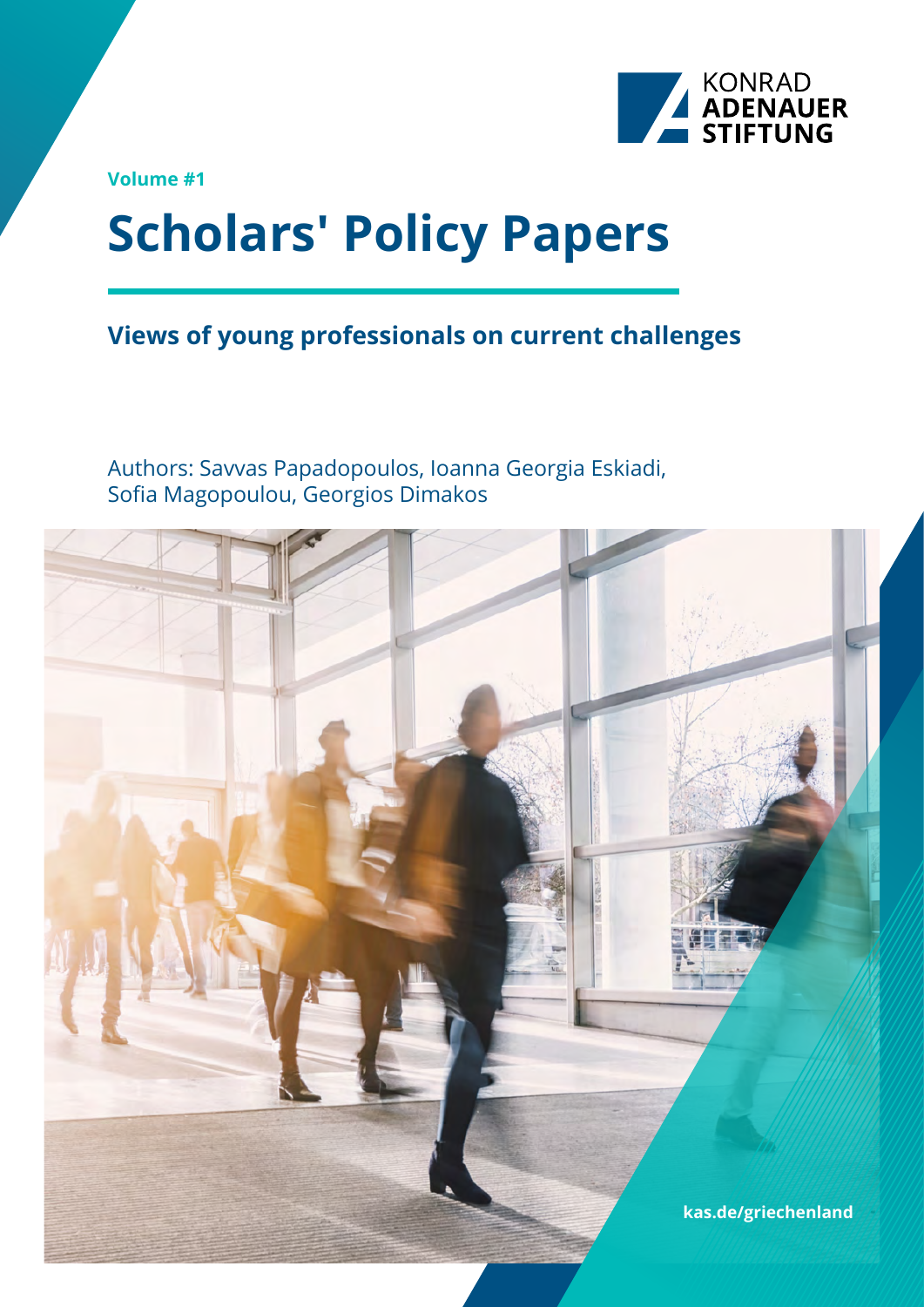KONRAD ADENAUER STIFTUNG

Volume #1

# Scholars' Policy Papers

## Views of young professionals on current challenges

Authors: Savvas Papadopoulos, Ioanna Georgia Eskiadi, Sofia Magopoulou, Georgios Dimakos

kas.de/griechenland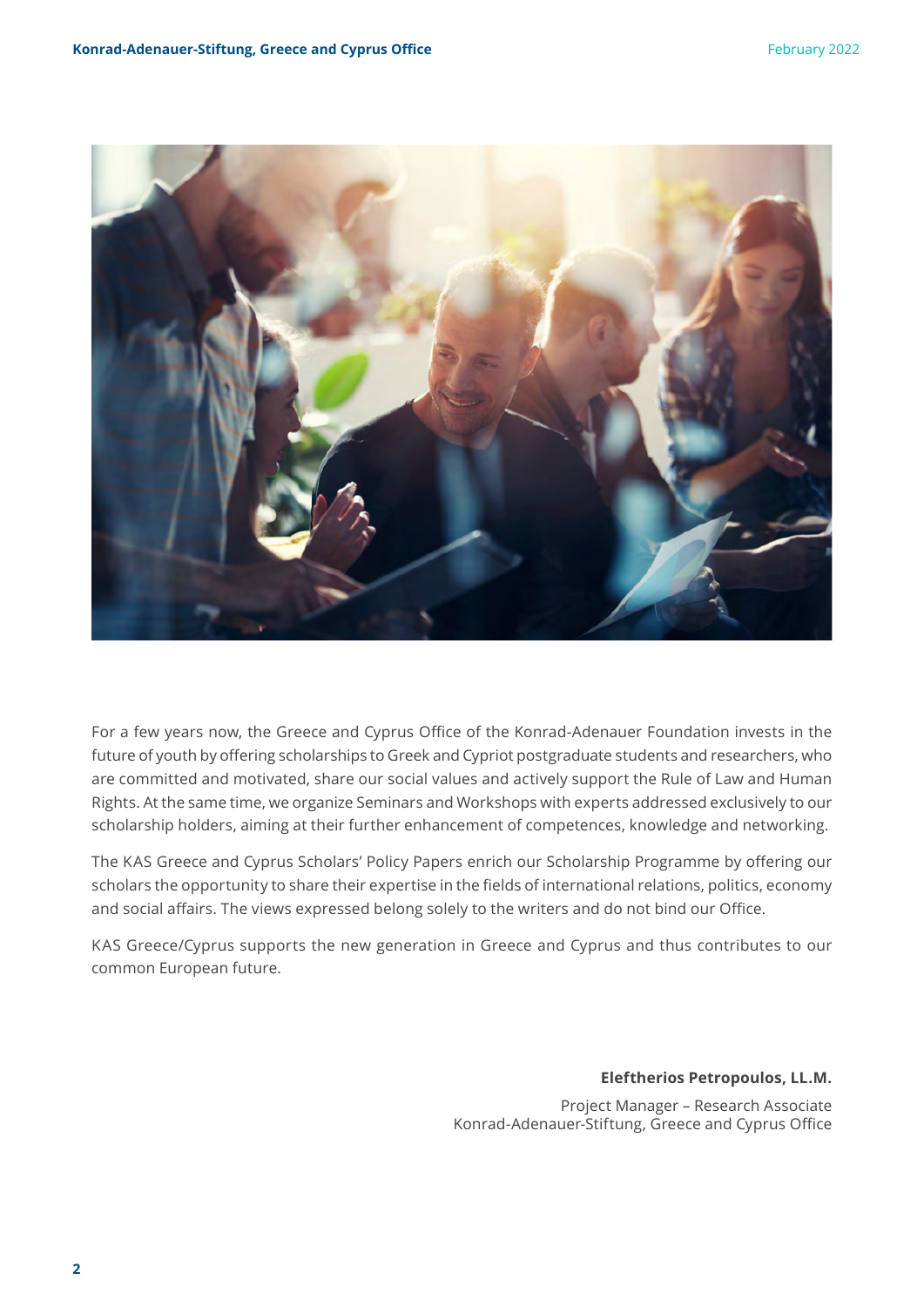For a few years now, the Greece and Cyprus Office of the Konrad-Adenauer Foundation invests in the future of youth by offering scholarships to Greek and Cypriot postgraduate students and researchers, who are committed and motivated, share our social values and actively support the Rule of Law and Human Rights. At the same time, we organize Seminars and Workshops with experts addressed exclusively to our scholarship holders, aiming at their further enhancement of competences, knowledge and networking.

The KAS Greece and Cyprus Scholars' Policy Papers enrich our Scholarship Programme by offering our scholars the opportunity to share their expertise in the fields of international relations, politics, economy and social affairs. The views expressed belong solely to the writers and do not bind our Office.

KAS Greece/Cyprus supports the new generation in Greece and Cyprus and thus contributes to our common European future.

**Eleftherios Petropoulos, LL.M.**

Project Manager – Research Associate
Konrad-Adenauer-Stiftung, Greece and Cyprus Office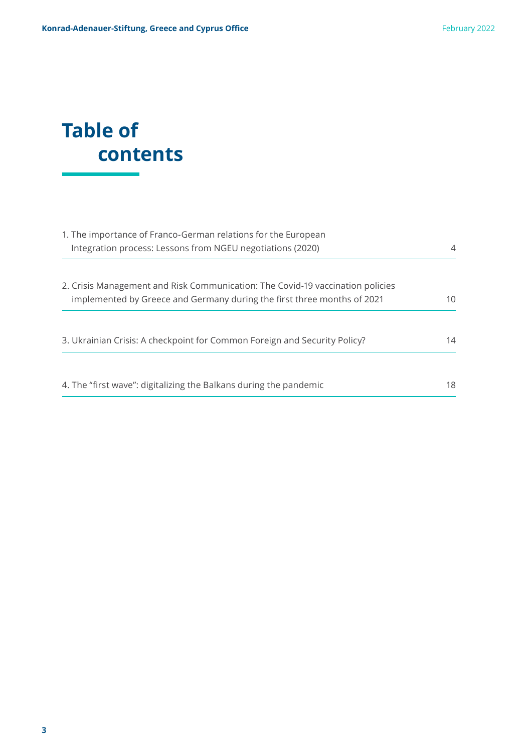# Table of contents

| | |
|---|---|
| 1. The importance of Franco-German relations for the European Integration process: Lessons from NGEU negotiations (2020) | 4 |
| 2. Crisis Management and Risk Communication: The Covid-19 vaccination policies implemented by Greece and Germany during the first three months of 2021 | 10 |
| 3. Ukrainian Crisis: A checkpoint for Common Foreign and Security Policy? | 14 |
| 4. The "first wave": digitalizing the Balkans during the pandemic | 18 |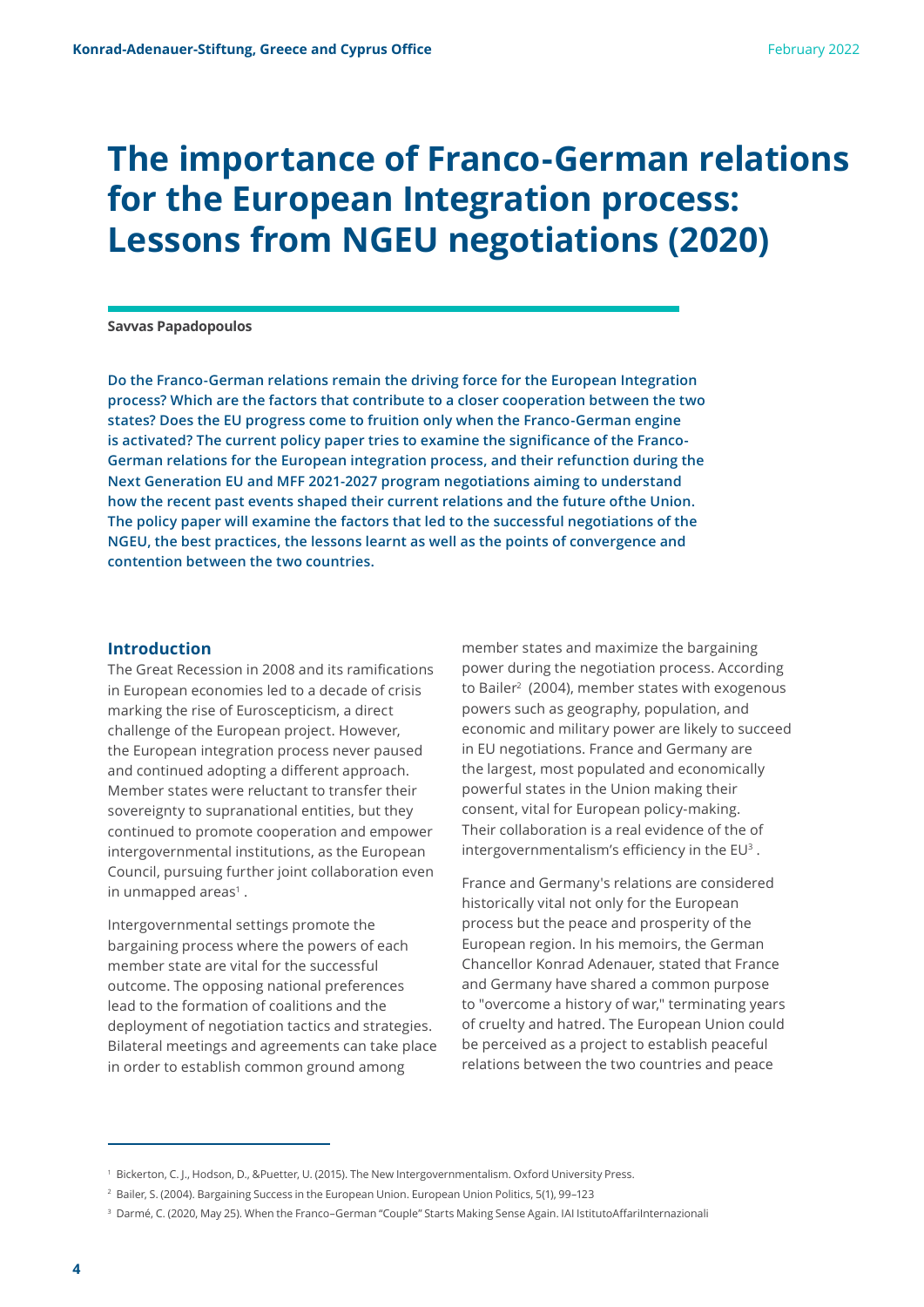# The importance of Franco-German relations for the European Integration process: Lessons from NGEU negotiations (2020)

**Savvas Papadopoulos**

**Do the Franco-German relations remain the driving force for the European Integration process? Which are the factors that contribute to a closer cooperation between the two states? Does the EU progress come to fruition only when the Franco-German engine is activated? The current policy paper tries to examine the significance of the Franco-German relations for the European integration process, and their refunction during the Next Generation EU and MFF 2021-2027 program negotiations aiming to understand how the recent past events shaped their current relations and the future ofthe Union. The policy paper will examine the factors that led to the successful negotiations of the NGEU, the best practices, the lessons learnt as well as the points of convergence and contention between the two countries.**

## Introduction

The Great Recession in 2008 and its ramifications in European economies led to a decade of crisis marking the rise of Euroscepticism, a direct challenge of the European project. However, the European integration process never paused and continued adopting a different approach. Member states were reluctant to transfer their sovereignty to supranational entities, but they continued to promote cooperation and empower intergovernmental institutions, as the European Council, pursuing further joint collaboration even in unmapped areas[1] .

Intergovernmental settings promote the bargaining process where the powers of each member state are vital for the successful outcome. The opposing national preferences lead to the formation of coalitions and the deployment of negotiation tactics and strategies. Bilateral meetings and agreements can take place in order to establish common ground among member states and maximize the bargaining power during the negotiation process. According to Bailer[2] (2004), member states with exogenous powers such as geography, population, and economic and military power are likely to succeed in EU negotiations. France and Germany are the largest, most populated and economically powerful states in the Union making their consent, vital for European policy-making. Their collaboration is a real evidence of the of intergovernmentalism's efficiency in the EU[3] .

France and Germany's relations are considered historically vital not only for the European process but the peace and prosperity of the European region. In his memoirs, the German Chancellor Konrad Adenauer, stated that France and Germany have shared a common purpose to "overcome a history of war," terminating years of cruelty and hatred. The European Union could be perceived as a project to establish peaceful relations between the two countries and peace

---

[1] Bickerton, C. J., Hodson, D., &Puetter, U. (2015). The New Intergovernmentalism. Oxford University Press.

[2] Bailer, S. (2004). Bargaining Success in the European Union. European Union Politics, 5(1), 99–123

[3] Darmé, C. (2020, May 25). When the Franco–German "Couple" Starts Making Sense Again. IAI IstitutoAffariInternazionali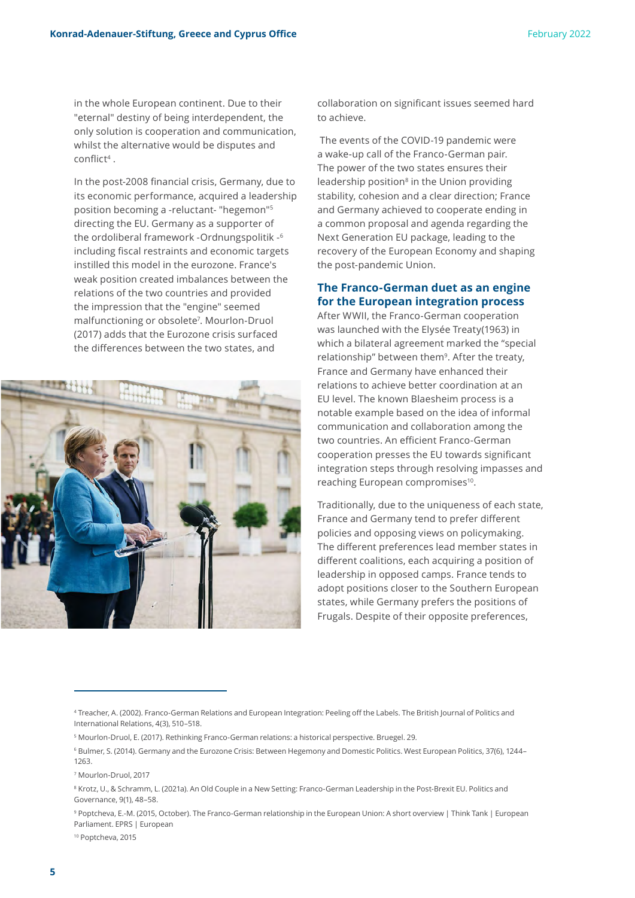in the whole European continent. Due to their "eternal" destiny of being interdependent, the only solution is cooperation and communication, whilst the alternative would be disputes and conflict[4] .

In the post-2008 financial crisis, Germany, due to its economic performance, acquired a leadership position becoming a -reluctant- "hegemon"[5] directing the EU. Germany as a supporter of the ordoliberal framework -Ordnungspolitik -[6] including fiscal restraints and economic targets instilled this model in the eurozone. France's weak position created imbalances between the relations of the two countries and provided the impression that the "engine" seemed malfunctioning or obsolete[7]. Mourlon-Druol (2017) adds that the Eurozone crisis surfaced the differences between the two states, and collaboration on significant issues seemed hard to achieve.

The events of the COVID-19 pandemic were a wake-up call of the Franco-German pair. The power of the two states ensures their leadership position[8] in the Union providing stability, cohesion and a clear direction; France and Germany achieved to cooperate ending in a common proposal and agenda regarding the Next Generation EU package, leading to the recovery of the European Economy and shaping the post-pandemic Union.

## The Franco-German duet as an engine for the European integration process

After WWII, the Franco-German cooperation was launched with the Elysée Treaty(1963) in which a bilateral agreement marked the "special relationship" between them[9]. After the treaty, France and Germany have enhanced their relations to achieve better coordination at an EU level. The known Blaesheim process is a notable example based on the idea of informal communication and collaboration among the two countries. An efficient Franco-German cooperation presses the EU towards significant integration steps through resolving impasses and reaching European compromises[10].

Traditionally, due to the uniqueness of each state, France and Germany tend to prefer different policies and opposing views on policymaking. The different preferences lead member states in different coalitions, each acquiring a position of leadership in opposed camps. France tends to adopt positions closer to the Southern European states, while Germany prefers the positions of Frugals. Despite of their opposite preferences,

---

[4] Treacher, A. (2002). Franco-German Relations and European Integration: Peeling off the Labels. The British Journal of Politics and International Relations, 4(3), 510–518.

[5] Mourlon-Druol, E. (2017). Rethinking Franco-German relations: a historical perspective. Bruegel. 29.

[6] Bulmer, S. (2014). Germany and the Eurozone Crisis: Between Hegemony and Domestic Politics. West European Politics, 37(6), 1244–1263.

[7] Mourlon-Druol, 2017

[8] Krotz, U., & Schramm, L. (2021a). An Old Couple in a New Setting: Franco-German Leadership in the Post-Brexit EU. Politics and Governance, 9(1), 48–58.

[9] Poptcheva, E.-M. (2015, October). The Franco-German relationship in the European Union: A short overview | Think Tank | European Parliament. EPRS | European

[10] Poptcheva, 2015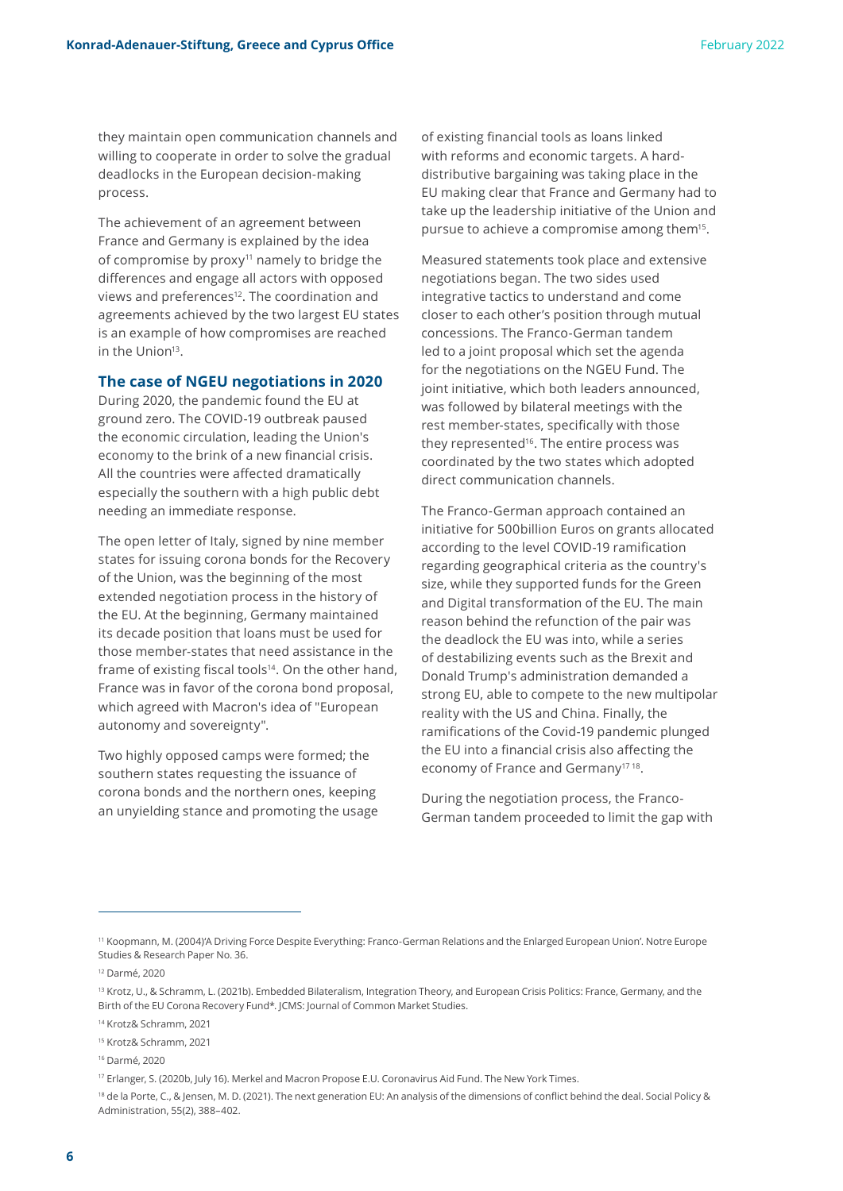they maintain open communication channels and willing to cooperate in order to solve the gradual deadlocks in the European decision-making process.

The achievement of an agreement between France and Germany is explained by the idea of compromise by proxy[11] namely to bridge the differences and engage all actors with opposed views and preferences[12]. The coordination and agreements achieved by the two largest EU states is an example of how compromises are reached in the Union[13].

### The case of NGEU negotiations in 2020

During 2020, the pandemic found the EU at ground zero. The COVID-19 outbreak paused the economic circulation, leading the Union's economy to the brink of a new financial crisis. All the countries were affected dramatically especially the southern with a high public debt needing an immediate response.

The open letter of Italy, signed by nine member states for issuing corona bonds for the Recovery of the Union, was the beginning of the most extended negotiation process in the history of the EU. At the beginning, Germany maintained its decade position that loans must be used for those member-states that need assistance in the frame of existing fiscal tools[14]. On the other hand, France was in favor of the corona bond proposal, which agreed with Macron's idea of "European autonomy and sovereignty".

Two highly opposed camps were formed; the southern states requesting the issuance of corona bonds and the northern ones, keeping an unyielding stance and promoting the usage of existing financial tools as loans linked with reforms and economic targets. A hard-distributive bargaining was taking place in the EU making clear that France and Germany had to take up the leadership initiative of the Union and pursue to achieve a compromise among them[15].

Measured statements took place and extensive negotiations began. The two sides used integrative tactics to understand and come closer to each other's position through mutual concessions. The Franco-German tandem led to a joint proposal which set the agenda for the negotiations on the NGEU Fund. The joint initiative, which both leaders announced, was followed by bilateral meetings with the rest member-states, specifically with those they represented[16]. The entire process was coordinated by the two states which adopted direct communication channels.

The Franco-German approach contained an initiative for 500billion Euros on grants allocated according to the level COVID-19 ramification regarding geographical criteria as the country's size, while they supported funds for the Green and Digital transformation of the EU. The main reason behind the refunction of the pair was the deadlock the EU was into, while a series of destabilizing events such as the Brexit and Donald Trump's administration demanded a strong EU, able to compete to the new multipolar reality with the US and China. Finally, the ramifications of the Covid-19 pandemic plunged the EU into a financial crisis also affecting the economy of France and Germany[17 18].

During the negotiation process, the Franco-German tandem proceeded to limit the gap with

---

[11] Koopmann, M. (2004)'A Driving Force Despite Everything: Franco-German Relations and the Enlarged European Union'. Notre Europe Studies & Research Paper No. 36.

[12] Darmé, 2020

[13] Krotz, U., & Schramm, L. (2021b). Embedded Bilateralism, Integration Theory, and European Crisis Politics: France, Germany, and the Birth of the EU Corona Recovery Fund*. JCMS: Journal of Common Market Studies.

[14] Krotz& Schramm, 2021

[15] Krotz& Schramm, 2021

[16] Darmé, 2020

[17] Erlanger, S. (2020b, July 16). Merkel and Macron Propose E.U. Coronavirus Aid Fund. The New York Times.

[18] de la Porte, C., & Jensen, M. D. (2021). The next generation EU: An analysis of the dimensions of conflict behind the deal. Social Policy & Administration, 55(2), 388–402.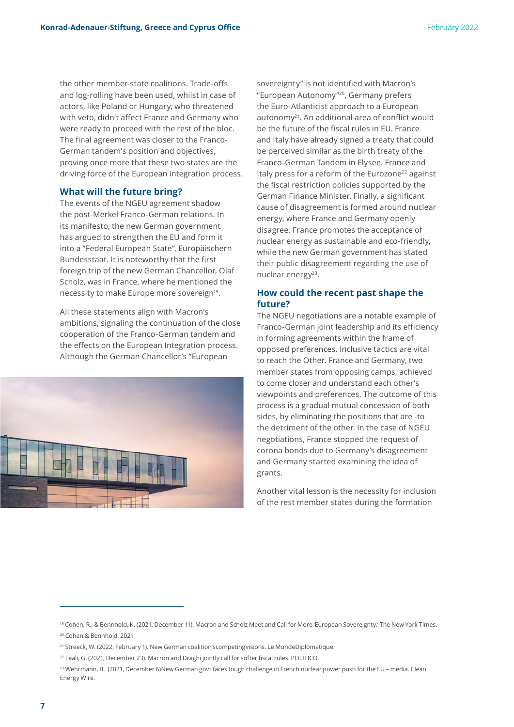the other member-state coalitions. Trade-offs and log-rolling have been used, whilst in case of actors, like Poland or Hungary, who threatened with veto, didn't affect France and Germany who were ready to proceed with the rest of the bloc. The final agreement was closer to the Franco-German tandem's position and objectives, proving once more that these two states are the driving force of the European integration process.

## What will the future bring?

The events of the NGEU agreement shadow the post-Merkel Franco-German relations. In its manifesto, the new German government has argued to strengthen the EU and form it into a "Federal European State", Europäischern Bundesstaat. It is noteworthy that the first foreign trip of the new German Chancellor, Olaf Scholz, was in France, where he mentioned the necessity to make Europe more sovereign[19].

All these statements align with Macron's ambitions, signaling the continuation of the close cooperation of the Franco-German tandem and the effects on the European Integration process. Although the German Chancellor's "European sovereignty" is not identified with Macron's "European Autonomy"[20], Germany prefers the Euro-Atlanticist approach to a European autonomy[21]. An additional area of conflict would be the future of the fiscal rules in EU. France and Italy have already signed a treaty that could be perceived similar as the birth treaty of the Franco-German Tandem in Elysee. France and Italy press for a reform of the Eurozone[22] against the fiscal restriction policies supported by the German Finance Minister. Finally, a significant cause of disagreement is formed around nuclear energy, where France and Germany openly disagree. France promotes the acceptance of nuclear energy as sustainable and eco-friendly, while the new German government has stated their public disagreement regarding the use of nuclear energy[23].

## How could the recent past shape the future?

The NGEU negotiations are a notable example of Franco-German joint leadership and its efficiency in forming agreements within the frame of opposed preferences. Inclusive tactics are vital to reach the Other. France and Germany, two member states from opposing camps, achieved to come closer and understand each other's viewpoints and preferences. The outcome of this process is a gradual mutual concession of both sides, by eliminating the positions that are -to the detriment of the other. In the case of NGEU negotiations, France stopped the request of corona bonds due to Germany's disagreement and Germany started examining the idea of grants.

Another vital lesson is the necessity for inclusion of the rest member states during the formation

---

[19] Cohen, R., & Bennhold, K. (2021, December 11). Macron and Scholz Meet and Call for More 'European Sovereignty.' The New York Times.

[20] Cohen & Bennhold, 2021

[21] Streeck, W. (2022, February 1). New German coalition'scompetingvisions. Le MondeDiplomatique.

[22] Leali, G. (2021, December 23). Macron and Draghi jointly call for softer fiscal rules. POLITICO.

[23] Wehrmann, B. (2021, December 6)New German govt faces tough challenge in French nuclear power push for the EU – media. Clean Energy Wire.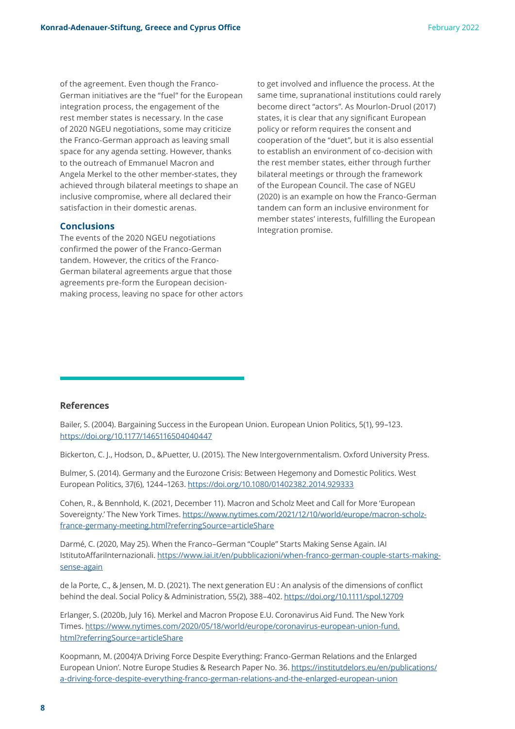of the agreement. Even though the Franco-German initiatives are the "fuel" for the European integration process, the engagement of the rest member states is necessary. In the case of 2020 NGEU negotiations, some may criticize the Franco-German approach as leaving small space for any agenda setting. However, thanks to the outreach of Emmanuel Macron and Angela Merkel to the other member-states, they achieved through bilateral meetings to shape an inclusive compromise, where all declared their satisfaction in their domestic arenas.

## Conclusions

The events of the 2020 NGEU negotiations confirmed the power of the Franco-German tandem. However, the critics of the Franco-German bilateral agreements argue that those agreements pre-form the European decision-making process, leaving no space for other actors to get involved and influence the process. At the same time, supranational institutions could rarely become direct "actors". As Mourlon-Druol (2017) states, it is clear that any significant European policy or reform requires the consent and cooperation of the "duet", but it is also essential to establish an environment of co-decision with the rest member states, either through further bilateral meetings or through the framework of the European Council. The case of NGEU (2020) is an example on how the Franco-German tandem can form an inclusive environment for member states' interests, fulfilling the European Integration promise.

## References

Bailer, S. (2004). Bargaining Success in the European Union. European Union Politics, 5(1), 99–123. https://doi.org/10.1177/1465116504040447

Bickerton, C. J., Hodson, D., &Puetter, U. (2015). The New Intergovernmentalism. Oxford University Press.

Bulmer, S. (2014). Germany and the Eurozone Crisis: Between Hegemony and Domestic Politics. West European Politics, 37(6), 1244–1263. https://doi.org/10.1080/01402382.2014.929333

Cohen, R., & Bennhold, K. (2021, December 11). Macron and Scholz Meet and Call for More 'European Sovereignty.' The New York Times. https://www.nytimes.com/2021/12/10/world/europe/macron-scholz-france-germany-meeting.html?referringSource=articleShare

Darmé, C. (2020, May 25). When the Franco–German "Couple" Starts Making Sense Again. IAI IstitutoAffariInternazionali. https://www.iai.it/en/pubblicazioni/when-franco-german-couple-starts-making-sense-again

de la Porte, C., & Jensen, M. D. (2021). The next generation EU : An analysis of the dimensions of conflict behind the deal. Social Policy & Administration, 55(2), 388–402. https://doi.org/10.1111/spol.12709

Erlanger, S. (2020b, July 16). Merkel and Macron Propose E.U. Coronavirus Aid Fund. The New York Times. https://www.nytimes.com/2020/05/18/world/europe/coronavirus-european-union-fund.html?referringSource=articleShare

Koopmann, M. (2004)'A Driving Force Despite Everything: Franco-German Relations and the Enlarged European Union'. Notre Europe Studies & Research Paper No. 36. https://institutdelors.eu/en/publications/a-driving-force-despite-everything-franco-german-relations-and-the-enlarged-european-union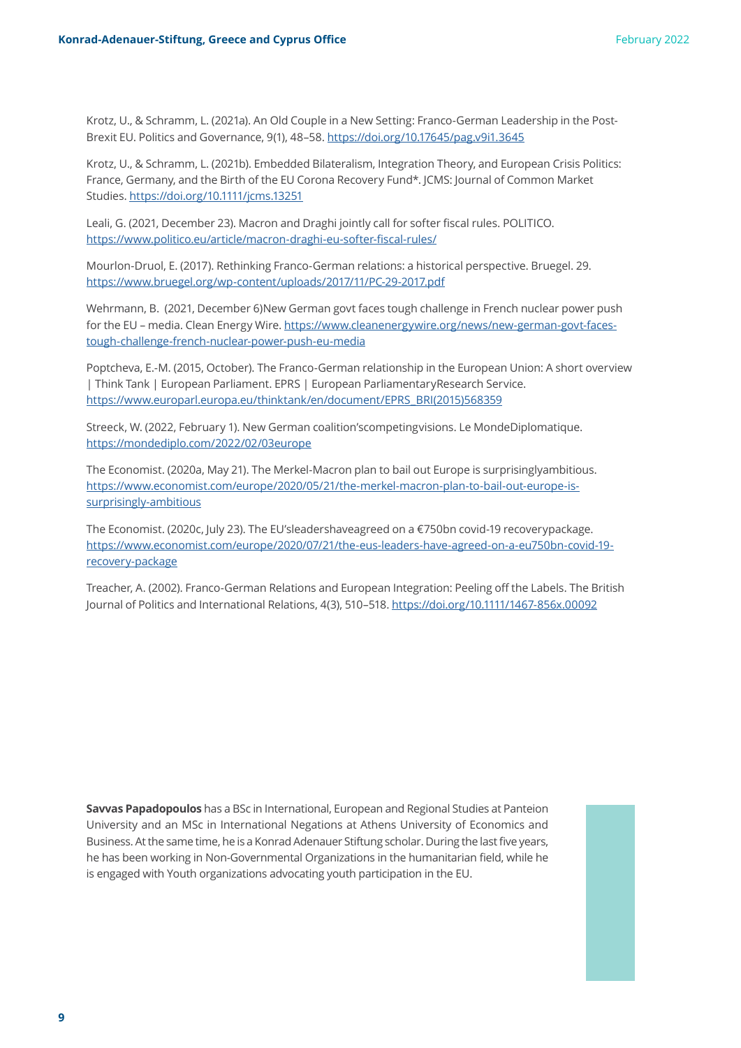Krotz, U., & Schramm, L. (2021a). An Old Couple in a New Setting: Franco-German Leadership in the Post-Brexit EU. Politics and Governance, 9(1), 48–58. https://doi.org/10.17645/pag.v9i1.3645

Krotz, U., & Schramm, L. (2021b). Embedded Bilateralism, Integration Theory, and European Crisis Politics: France, Germany, and the Birth of the EU Corona Recovery Fund*. JCMS: Journal of Common Market Studies. https://doi.org/10.1111/jcms.13251

Leali, G. (2021, December 23). Macron and Draghi jointly call for softer fiscal rules. POLITICO. https://www.politico.eu/article/macron-draghi-eu-softer-fiscal-rules/

Mourlon-Druol, E. (2017). Rethinking Franco-German relations: a historical perspective. Bruegel. 29. https://www.bruegel.org/wp-content/uploads/2017/11/PC-29-2017.pdf

Wehrmann, B. (2021, December 6)New German govt faces tough challenge in French nuclear power push for the EU – media. Clean Energy Wire. https://www.cleanenergywire.org/news/new-german-govt-faces-tough-challenge-french-nuclear-power-push-eu-media

Poptcheva, E.-M. (2015, October). The Franco-German relationship in the European Union: A short overview | Think Tank | European Parliament. EPRS | European ParliamentaryResearch Service. https://www.europarl.europa.eu/thinktank/en/document/EPRS_BRI(2015)568359

Streeck, W. (2022, February 1). New German coalition'scompetingvisions. Le MondeDiplomatique. https://mondediplo.com/2022/02/03europe

The Economist. (2020a, May 21). The Merkel-Macron plan to bail out Europe is surprisinglyambitious. https://www.economist.com/europe/2020/05/21/the-merkel-macron-plan-to-bail-out-europe-is-surprisingly-ambitious

The Economist. (2020c, July 23). The EU'sleadershaveagreed on a €750bn covid-19 recoverypackage. https://www.economist.com/europe/2020/07/21/the-eus-leaders-have-agreed-on-a-eu750bn-covid-19-recovery-package

Treacher, A. (2002). Franco-German Relations and European Integration: Peeling off the Labels. The British Journal of Politics and International Relations, 4(3), 510–518. https://doi.org/10.1111/1467-856x.00092

**Savvas Papadopoulos** has a BSc in International, European and Regional Studies at Panteion University and an MSc in International Negations at Athens University of Economics and Business. At the same time, he is a Konrad Adenauer Stiftung scholar. During the last five years, he has been working in Non-Governmental Organizations in the humanitarian field, while he is engaged with Youth organizations advocating youth participation in the EU.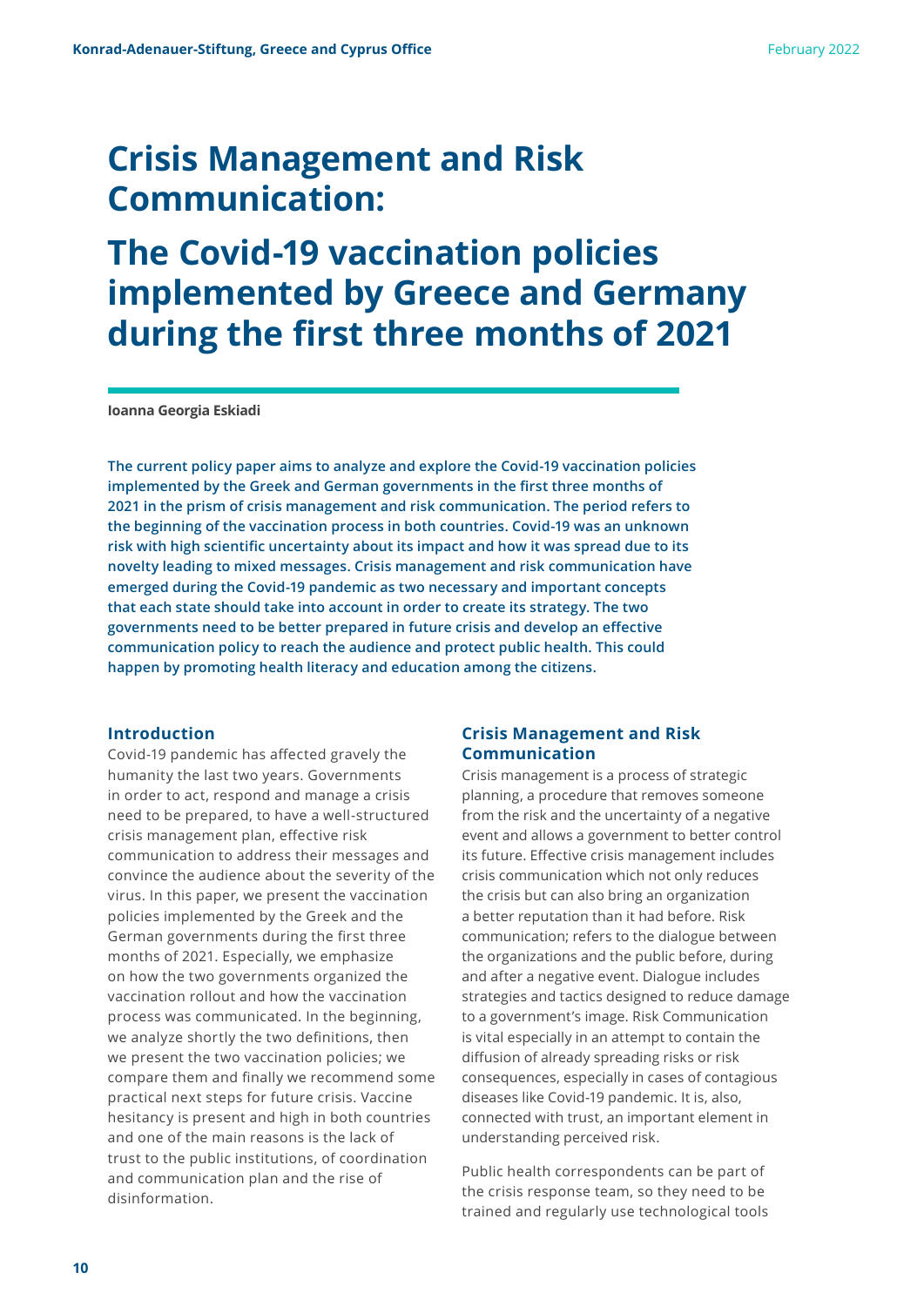# Crisis Management and Risk Communication:

# The Covid-19 vaccination policies implemented by Greece and Germany during the first three months of 2021

**Ioanna Georgia Eskiadi**

**The current policy paper aims to analyze and explore the Covid-19 vaccination policies implemented by the Greek and German governments in the first three months of 2021 in the prism of crisis management and risk communication. The period refers to the beginning of the vaccination process in both countries. Covid-19 was an unknown risk with high scientific uncertainty about its impact and how it was spread due to its novelty leading to mixed messages. Crisis management and risk communication have emerged during the Covid-19 pandemic as two necessary and important concepts that each state should take into account in order to create its strategy. The two governments need to be better prepared in future crisis and develop an effective communication policy to reach the audience and protect public health. This could happen by promoting health literacy and education among the citizens.**

## Introduction

Covid-19 pandemic has affected gravely the humanity the last two years. Governments in order to act, respond and manage a crisis need to be prepared, to have a well-structured crisis management plan, effective risk communication to address their messages and convince the audience about the severity of the virus. In this paper, we present the vaccination policies implemented by the Greek and the German governments during the first three months of 2021. Especially, we emphasize on how the two governments organized the vaccination rollout and how the vaccination process was communicated. In the beginning, we analyze shortly the two definitions, then we present the two vaccination policies; we compare them and finally we recommend some practical next steps for future crisis. Vaccine hesitancy is present and high in both countries and one of the main reasons is the lack of trust to the public institutions, of coordination and communication plan and the rise of disinformation.

## Crisis Management and Risk Communication

Crisis management is a process of strategic planning, a procedure that removes someone from the risk and the uncertainty of a negative event and allows a government to better control its future. Effective crisis management includes crisis communication which not only reduces the crisis but can also bring an organization a better reputation than it had before. Risk communication; refers to the dialogue between the organizations and the public before, during and after a negative event. Dialogue includes strategies and tactics designed to reduce damage to a government's image. Risk Communication is vital especially in an attempt to contain the diffusion of already spreading risks or risk consequences, especially in cases of contagious diseases like Covid-19 pandemic. It is, also, connected with trust, an important element in understanding perceived risk.

Public health correspondents can be part of the crisis response team, so they need to be trained and regularly use technological tools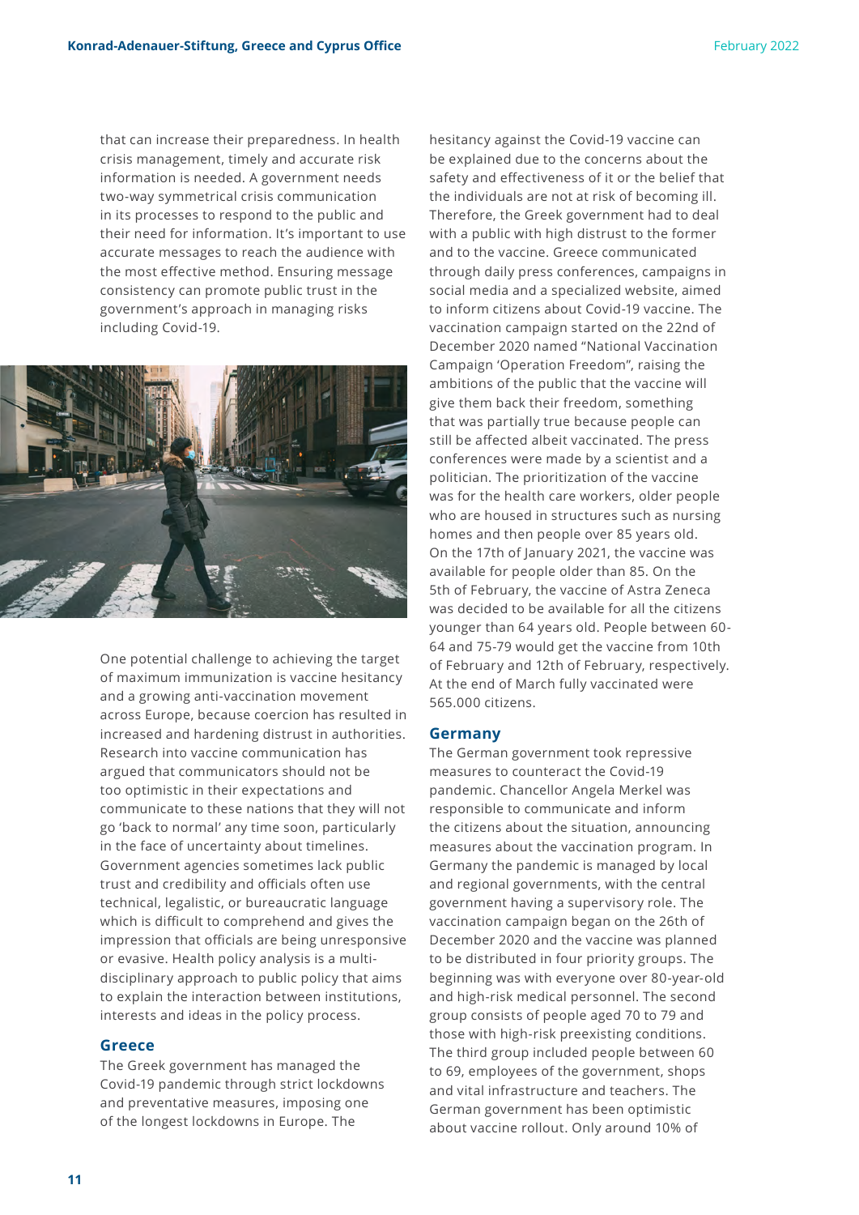that can increase their preparedness. In health crisis management, timely and accurate risk information is needed. A government needs two-way symmetrical crisis communication in its processes to respond to the public and their need for information. It's important to use accurate messages to reach the audience with the most effective method. Ensuring message consistency can promote public trust in the government's approach in managing risks including Covid-19.

One potential challenge to achieving the target of maximum immunization is vaccine hesitancy and a growing anti-vaccination movement across Europe, because coercion has resulted in increased and hardening distrust in authorities. Research into vaccine communication has argued that communicators should not be too optimistic in their expectations and communicate to these nations that they will not go 'back to normal' any time soon, particularly in the face of uncertainty about timelines. Government agencies sometimes lack public trust and credibility and officials often use technical, legalistic, or bureaucratic language which is difficult to comprehend and gives the impression that officials are being unresponsive or evasive. Health policy analysis is a multi-disciplinary approach to public policy that aims to explain the interaction between institutions, interests and ideas in the policy process.

## Greece

The Greek government has managed the Covid-19 pandemic through strict lockdowns and preventative measures, imposing one of the longest lockdowns in Europe. The hesitancy against the Covid-19 vaccine can be explained due to the concerns about the safety and effectiveness of it or the belief that the individuals are not at risk of becoming ill. Therefore, the Greek government had to deal with a public with high distrust to the former and to the vaccine. Greece communicated through daily press conferences, campaigns in social media and a specialized website, aimed to inform citizens about Covid-19 vaccine. The vaccination campaign started on the 22nd of December 2020 named "National Vaccination Campaign 'Operation Freedom", raising the ambitions of the public that the vaccine will give them back their freedom, something that was partially true because people can still be affected albeit vaccinated. The press conferences were made by a scientist and a politician. The prioritization of the vaccine was for the health care workers, older people who are housed in structures such as nursing homes and then people over 85 years old. On the 17th of January 2021, the vaccine was available for people older than 85. On the 5th of February, the vaccine of Astra Zeneca was decided to be available for all the citizens younger than 64 years old. People between 60-64 and 75-79 would get the vaccine from 10th of February and 12th of February, respectively. At the end of March fully vaccinated were 565.000 citizens.

## Germany

The German government took repressive measures to counteract the Covid-19 pandemic. Chancellor Angela Merkel was responsible to communicate and inform the citizens about the situation, announcing measures about the vaccination program. In Germany the pandemic is managed by local and regional governments, with the central government having a supervisory role. The vaccination campaign began on the 26th of December 2020 and the vaccine was planned to be distributed in four priority groups. The beginning was with everyone over 80-year-old and high-risk medical personnel. The second group consists of people aged 70 to 79 and those with high-risk preexisting conditions. The third group included people between 60 to 69, employees of the government, shops and vital infrastructure and teachers. The German government has been optimistic about vaccine rollout. Only around 10% of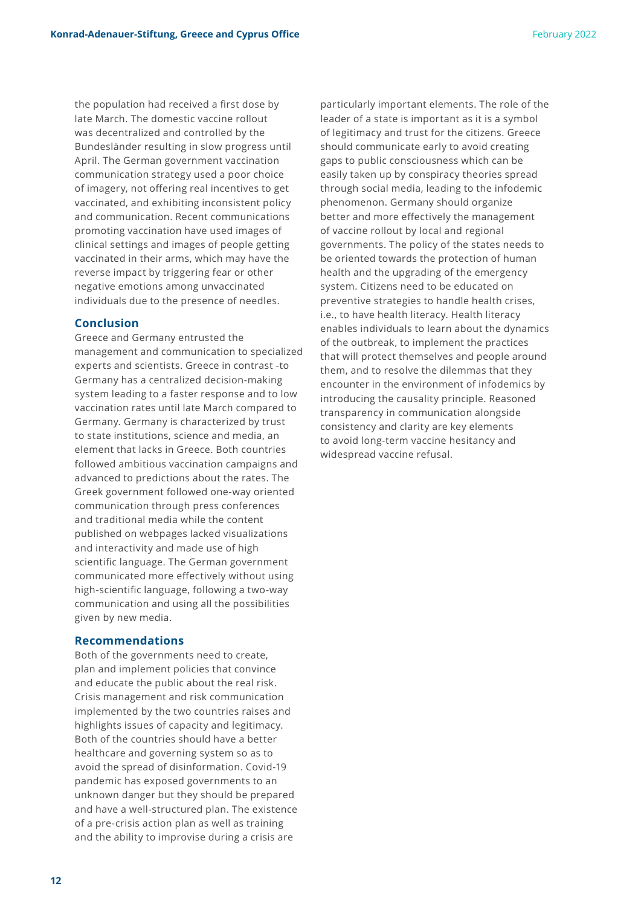the population had received a first dose by late March. The domestic vaccine rollout was decentralized and controlled by the Bundesländer resulting in slow progress until April. The German government vaccination communication strategy used a poor choice of imagery, not offering real incentives to get vaccinated, and exhibiting inconsistent policy and communication. Recent communications promoting vaccination have used images of clinical settings and images of people getting vaccinated in their arms, which may have the reverse impact by triggering fear or other negative emotions among unvaccinated individuals due to the presence of needles.

## Conclusion

Greece and Germany entrusted the management and communication to specialized experts and scientists. Greece in contrast -to Germany has a centralized decision-making system leading to a faster response and to low vaccination rates until late March compared to Germany. Germany is characterized by trust to state institutions, science and media, an element that lacks in Greece. Both countries followed ambitious vaccination campaigns and advanced to predictions about the rates. The Greek government followed one-way oriented communication through press conferences and traditional media while the content published on webpages lacked visualizations and interactivity and made use of high scientific language. The German government communicated more effectively without using high-scientific language, following a two-way communication and using all the possibilities given by new media.

## Recommendations

Both of the governments need to create, plan and implement policies that convince and educate the public about the real risk. Crisis management and risk communication implemented by the two countries raises and highlights issues of capacity and legitimacy. Both of the countries should have a better healthcare and governing system so as to avoid the spread of disinformation. Covid-19 pandemic has exposed governments to an unknown danger but they should be prepared and have a well-structured plan. The existence of a pre-crisis action plan as well as training and the ability to improvise during a crisis are particularly important elements. The role of the leader of a state is important as it is a symbol of legitimacy and trust for the citizens. Greece should communicate early to avoid creating gaps to public consciousness which can be easily taken up by conspiracy theories spread through social media, leading to the infodemic phenomenon. Germany should organize better and more effectively the management of vaccine rollout by local and regional governments. The policy of the states needs to be oriented towards the protection of human health and the upgrading of the emergency system. Citizens need to be educated on preventive strategies to handle health crises, i.e., to have health literacy. Health literacy enables individuals to learn about the dynamics of the outbreak, to implement the practices that will protect themselves and people around them, and to resolve the dilemmas that they encounter in the environment of infodemics by introducing the causality principle. Reasoned transparency in communication alongside consistency and clarity are key elements to avoid long-term vaccine hesitancy and widespread vaccine refusal.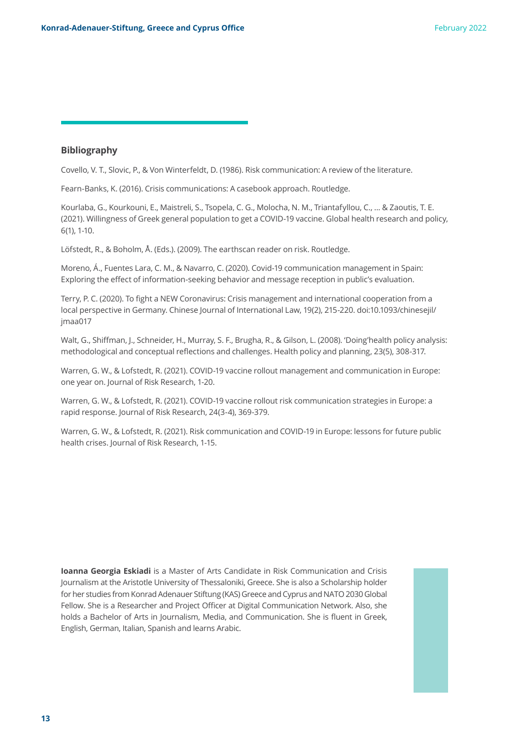## Bibliography

Covello, V. T., Slovic, P., & Von Winterfeldt, D. (1986). Risk communication: A review of the literature.

Fearn-Banks, K. (2016). Crisis communications: A casebook approach. Routledge.

Kourlaba, G., Kourkouni, E., Maistreli, S., Tsopela, C. G., Molocha, N. M., Triantafyllou, C., ... & Zaoutis, T. E. (2021). Willingness of Greek general population to get a COVID-19 vaccine. Global health research and policy, 6(1), 1-10.

Löfstedt, R., & Boholm, Å. (Eds.). (2009). The earthscan reader on risk. Routledge.

Moreno, Á., Fuentes Lara, C. M., & Navarro, C. (2020). Covid-19 communication management in Spain: Exploring the effect of information-seeking behavior and message reception in public's evaluation.

Terry, P. C. (2020). To fight a NEW Coronavirus: Crisis management and international cooperation from a local perspective in Germany. Chinese Journal of International Law, 19(2), 215-220. doi:10.1093/chinesejil/jmaa017

Walt, G., Shiffman, J., Schneider, H., Murray, S. F., Brugha, R., & Gilson, L. (2008). 'Doing'health policy analysis: methodological and conceptual reflections and challenges. Health policy and planning, 23(5), 308-317.

Warren, G. W., & Lofstedt, R. (2021). COVID-19 vaccine rollout management and communication in Europe: one year on. Journal of Risk Research, 1-20.

Warren, G. W., & Lofstedt, R. (2021). COVID-19 vaccine rollout risk communication strategies in Europe: a rapid response. Journal of Risk Research, 24(3-4), 369-379.

Warren, G. W., & Lofstedt, R. (2021). Risk communication and COVID-19 in Europe: lessons for future public health crises. Journal of Risk Research, 1-15.

**Ioanna Georgia Eskiadi** is a Master of Arts Candidate in Risk Communication and Crisis Journalism at the Aristotle University of Thessaloniki, Greece. She is also a Scholarship holder for her studies from Konrad Adenauer Stiftung (KAS) Greece and Cyprus and NATO 2030 Global Fellow. She is a Researcher and Project Officer at Digital Communication Network. Also, she holds a Bachelor of Arts in Journalism, Media, and Communication. She is fluent in Greek, English, German, Italian, Spanish and learns Arabic.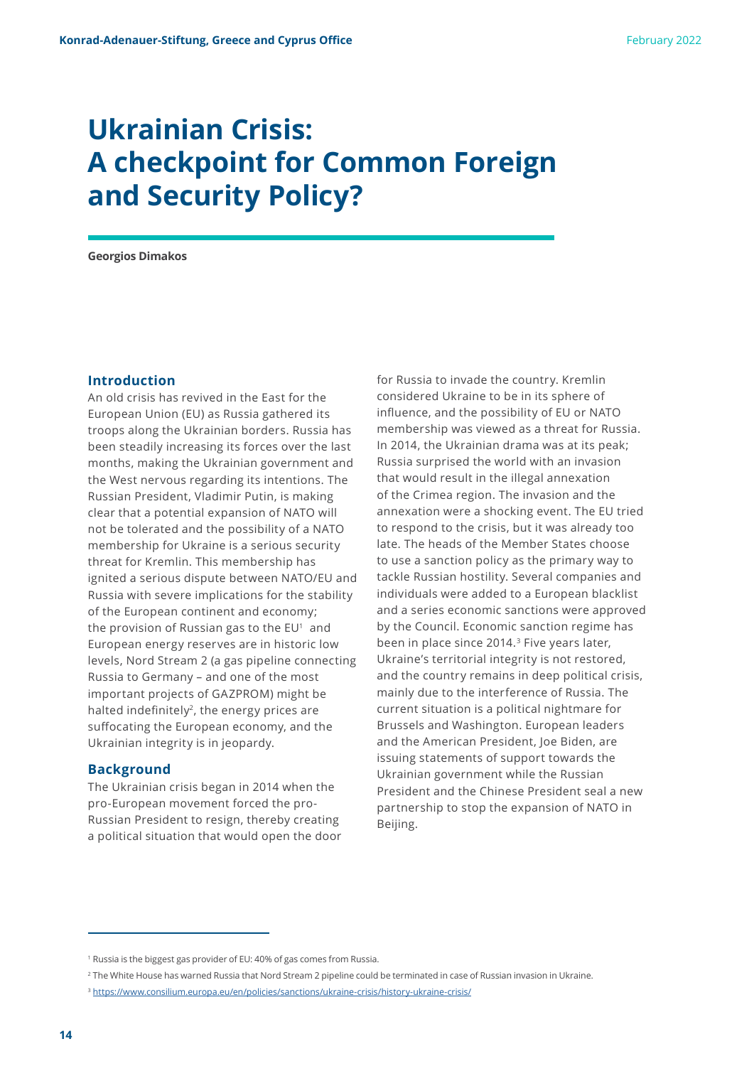# Ukrainian Crisis: A checkpoint for Common Foreign and Security Policy?

**Georgios Dimakos**

## Introduction

An old crisis has revived in the East for the European Union (EU) as Russia gathered its troops along the Ukrainian borders. Russia has been steadily increasing its forces over the last months, making the Ukrainian government and the West nervous regarding its intentions. The Russian President, Vladimir Putin, is making clear that a potential expansion of NATO will not be tolerated and the possibility of a NATO membership for Ukraine is a serious security threat for Kremlin. This membership has ignited a serious dispute between NATO/EU and Russia with severe implications for the stability of the European continent and economy; the provision of Russian gas to the EU[1] and European energy reserves are in historic low levels, Nord Stream 2 (a gas pipeline connecting Russia to Germany – and one of the most important projects of GAZPROM) might be halted indefinitely[2], the energy prices are suffocating the European economy, and the Ukrainian integrity is in jeopardy.

## Background

The Ukrainian crisis began in 2014 when the pro-European movement forced the pro-Russian President to resign, thereby creating a political situation that would open the door for Russia to invade the country. Kremlin considered Ukraine to be in its sphere of influence, and the possibility of EU or NATO membership was viewed as a threat for Russia. In 2014, the Ukrainian drama was at its peak; Russia surprised the world with an invasion that would result in the illegal annexation of the Crimea region. The invasion and the annexation were a shocking event. The EU tried to respond to the crisis, but it was already too late. The heads of the Member States choose to use a sanction policy as the primary way to tackle Russian hostility. Several companies and individuals were added to a European blacklist and a series economic sanctions were approved by the Council. Economic sanction regime has been in place since 2014.[3] Five years later, Ukraine's territorial integrity is not restored, and the country remains in deep political crisis, mainly due to the interference of Russia. The current situation is a political nightmare for Brussels and Washington. European leaders and the American President, Joe Biden, are issuing statements of support towards the Ukrainian government while the Russian President and the Chinese President seal a new partnership to stop the expansion of NATO in Beijing.

---

[1] Russia is the biggest gas provider of EU: 40% of gas comes from Russia.

[2] The White House has warned Russia that Nord Stream 2 pipeline could be terminated in case of Russian invasion in Ukraine.

[3] https://www.consilium.europa.eu/en/policies/sanctions/ukraine-crisis/history-ukraine-crisis/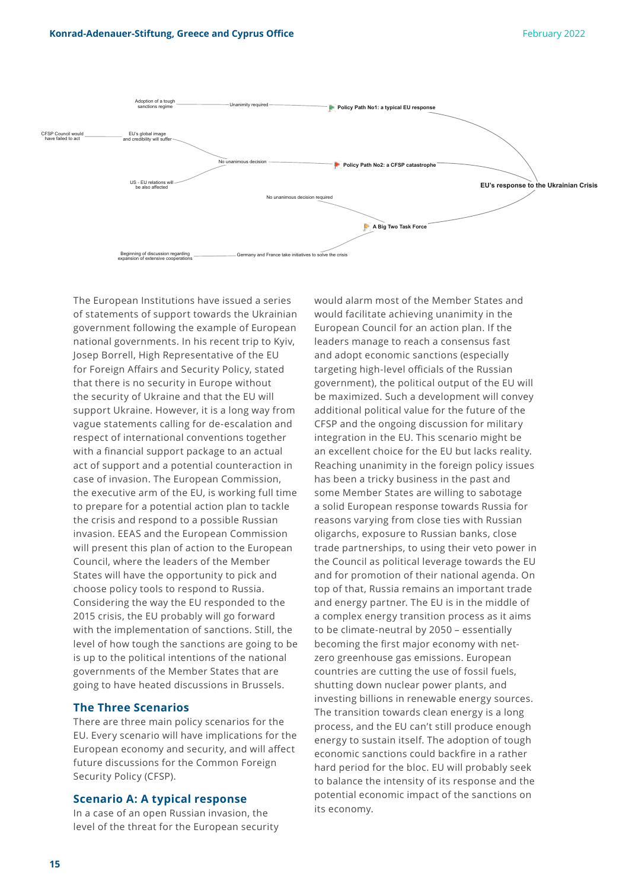Adoption of a tough sanctions regime — Unanimity required — Policy Path No1: a typical EU response

CFSP Council would have failed to act — EU's global image and credibility will suffer

No unanimous decision — Policy Path No2: a CFSP catastrophe

US - EU relations will be also affected

EU's response to the Ukrainian Crisis

No unanimous decision required

A Big Two Task Force

Beginning of discussion regarding expansion of extensive cooperations — Germany and France take initiatives to solve the crisis

The European Institutions have issued a series of statements of support towards the Ukrainian government following the example of European national governments. In his recent trip to Kyiv, Josep Borrell, High Representative of the EU for Foreign Affairs and Security Policy, stated that there is no security in Europe without the security of Ukraine and that the EU will support Ukraine. However, it is a long way from vague statements calling for de-escalation and respect of international conventions together with a financial support package to an actual act of support and a potential counteraction in case of invasion. The European Commission, the executive arm of the EU, is working full time to prepare for a potential action plan to tackle the crisis and respond to a possible Russian invasion. EEAS and the European Commission will present this plan of action to the European Council, where the leaders of the Member States will have the opportunity to pick and choose policy tools to respond to Russia. Considering the way the EU responded to the 2015 crisis, the EU probably will go forward with the implementation of sanctions. Still, the level of how tough the sanctions are going to be is up to the political intentions of the national governments of the Member States that are going to have heated discussions in Brussels.

## The Three Scenarios

There are three main policy scenarios for the EU. Every scenario will have implications for the European economy and security, and will affect future discussions for the Common Foreign Security Policy (CFSP).

## Scenario A: A typical response

In a case of an open Russian invasion, the level of the threat for the European security would alarm most of the Member States and would facilitate achieving unanimity in the European Council for an action plan. If the leaders manage to reach a consensus fast and adopt economic sanctions (especially targeting high-level officials of the Russian government), the political output of the EU will be maximized. Such a development will convey additional political value for the future of the CFSP and the ongoing discussion for military integration in the EU. This scenario might be an excellent choice for the EU but lacks reality. Reaching unanimity in the foreign policy issues has been a tricky business in the past and some Member States are willing to sabotage a solid European response towards Russia for reasons varying from close ties with Russian oligarchs, exposure to Russian banks, close trade partnerships, to using their veto power in the Council as political leverage towards the EU and for promotion of their national agenda. On top of that, Russia remains an important trade and energy partner. The EU is in the middle of a complex energy transition process as it aims to be climate-neutral by 2050 – essentially becoming the first major economy with net-zero greenhouse gas emissions. European countries are cutting the use of fossil fuels, shutting down nuclear power plants, and investing billions in renewable energy sources. The transition towards clean energy is a long process, and the EU can't still produce enough energy to sustain itself. The adoption of tough economic sanctions could backfire in a rather hard period for the bloc. EU will probably seek to balance the intensity of its response and the potential economic impact of the sanctions on its economy.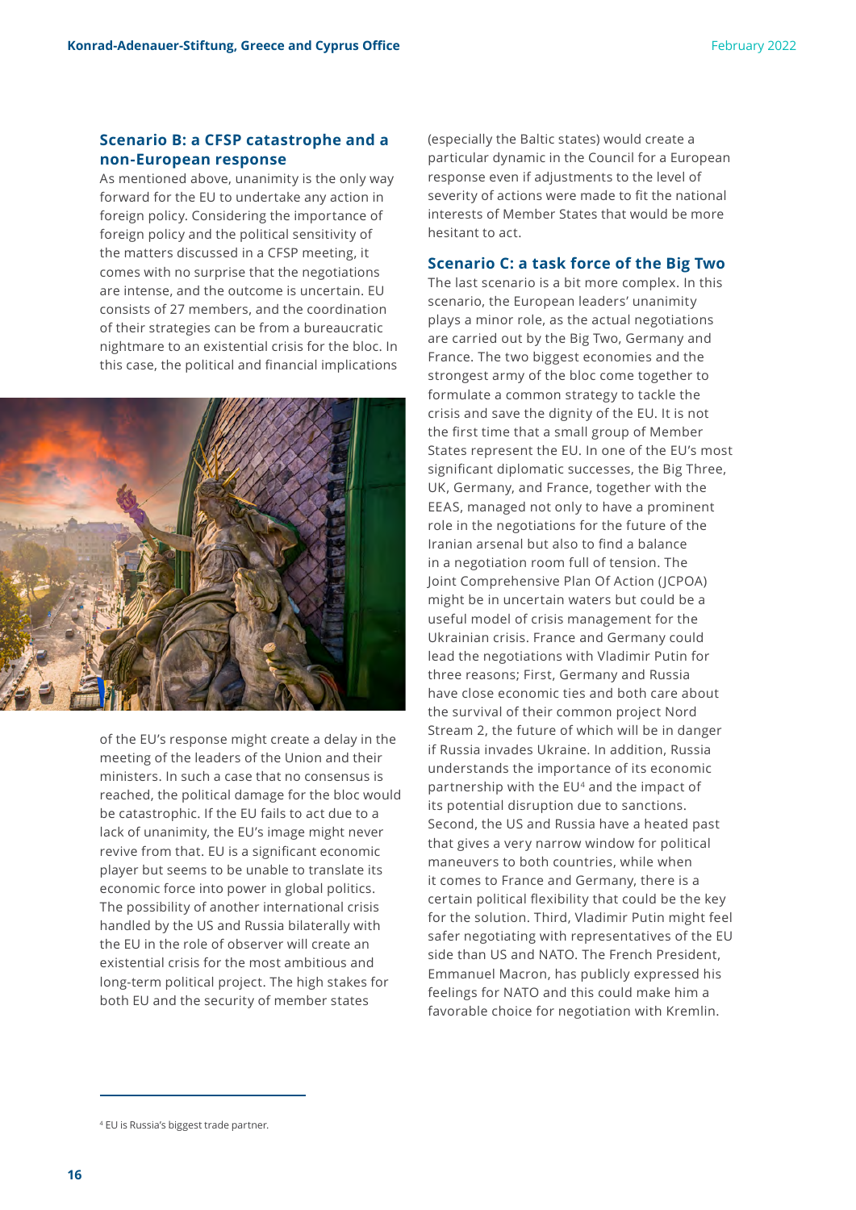### Scenario B: a CFSP catastrophe and a non-European response

As mentioned above, unanimity is the only way forward for the EU to undertake any action in foreign policy. Considering the importance of foreign policy and the political sensitivity of the matters discussed in a CFSP meeting, it comes with no surprise that the negotiations are intense, and the outcome is uncertain. EU consists of 27 members, and the coordination of their strategies can be from a bureaucratic nightmare to an existential crisis for the bloc. In this case, the political and financial implications of the EU's response might create a delay in the meeting of the leaders of the Union and their ministers. In such a case that no consensus is reached, the political damage for the bloc would be catastrophic. If the EU fails to act due to a lack of unanimity, the EU's image might never revive from that. EU is a significant economic player but seems to be unable to translate its economic force into power in global politics. The possibility of another international crisis handled by the US and Russia bilaterally with the EU in the role of observer will create an existential crisis for the most ambitious and long-term political project. The high stakes for both EU and the security of member states (especially the Baltic states) would create a particular dynamic in the Council for a European response even if adjustments to the level of severity of actions were made to fit the national interests of Member States that would be more hesitant to act.

### Scenario C: a task force of the Big Two

The last scenario is a bit more complex. In this scenario, the European leaders' unanimity plays a minor role, as the actual negotiations are carried out by the Big Two, Germany and France. The two biggest economies and the strongest army of the bloc come together to formulate a common strategy to tackle the crisis and save the dignity of the EU. It is not the first time that a small group of Member States represent the EU. In one of the EU's most significant diplomatic successes, the Big Three, UK, Germany, and France, together with the EEAS, managed not only to have a prominent role in the negotiations for the future of the Iranian arsenal but also to find a balance in a negotiation room full of tension. The Joint Comprehensive Plan Of Action (JCPOA) might be in uncertain waters but could be a useful model of crisis management for the Ukrainian crisis. France and Germany could lead the negotiations with Vladimir Putin for three reasons; First, Germany and Russia have close economic ties and both care about the survival of their common project Nord Stream 2, the future of which will be in danger if Russia invades Ukraine. In addition, Russia understands the importance of its economic partnership with the EU[4] and the impact of its potential disruption due to sanctions. Second, the US and Russia have a heated past that gives a very narrow window for political maneuvers to both countries, while when it comes to France and Germany, there is a certain political flexibility that could be the key for the solution. Third, Vladimir Putin might feel safer negotiating with representatives of the EU side than US and NATO. The French President, Emmanuel Macron, has publicly expressed his feelings for NATO and this could make him a favorable choice for negotiation with Kremlin.

[4] EU is Russia's biggest trade partner.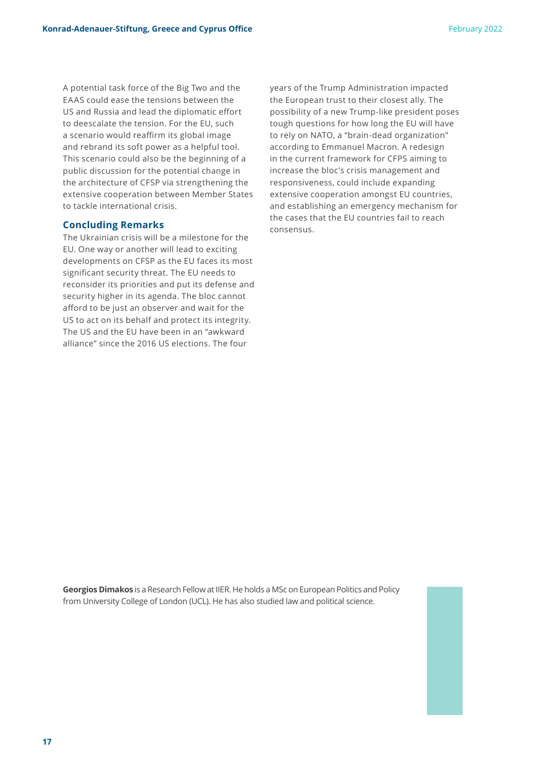A potential task force of the Big Two and the EAAS could ease the tensions between the US and Russia and lead the diplomatic effort to deescalate the tension. For the EU, such a scenario would reaffirm its global image and rebrand its soft power as a helpful tool. This scenario could also be the beginning of a public discussion for the potential change in the architecture of CFSP via strengthening the extensive cooperation between Member States to tackle international crisis.

## Concluding Remarks

The Ukrainian crisis will be a milestone for the EU. One way or another will lead to exciting developments on CFSP as the EU faces its most significant security threat. The EU needs to reconsider its priorities and put its defense and security higher in its agenda. The bloc cannot afford to be just an observer and wait for the US to act on its behalf and protect its integrity. The US and the EU have been in an "awkward alliance" since the 2016 US elections. The four years of the Trump Administration impacted the European trust to their closest ally. The possibility of a new Trump-like president poses tough questions for how long the EU will have to rely on NATO, a "brain-dead organization" according to Emmanuel Macron. A redesign in the current framework for CFPS aiming to increase the bloc's crisis management and responsiveness, could include expanding extensive cooperation amongst EU countries, and establishing an emergency mechanism for the cases that the EU countries fail to reach consensus.

**Georgios Dimakos** is a Research Fellow at IIER. He holds a MSc on European Politics and Policy from University College of London (UCL). He has also studied law and political science.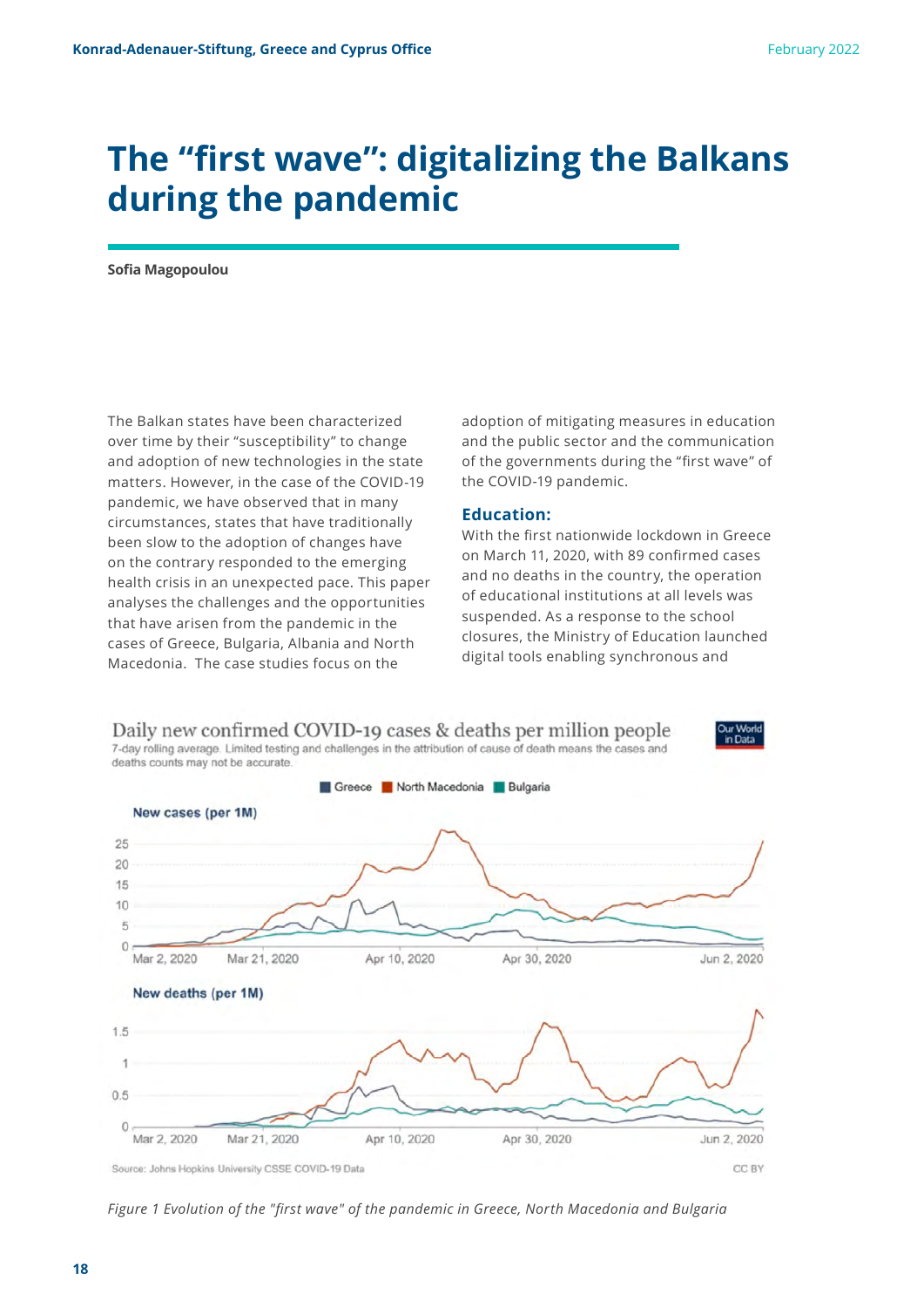# The "first wave": digitalizing the Balkans during the pandemic

**Sofia Magopoulou**

The Balkan states have been characterized over time by their "susceptibility" to change and adoption of new technologies in the state matters. However, in the case of the COVID-19 pandemic, we have observed that in many circumstances, states that have traditionally been slow to the adoption of changes have on the contrary responded to the emerging health crisis in an unexpected pace. This paper analyses the challenges and the opportunities that have arisen from the pandemic in the cases of Greece, Bulgaria, Albania and North Macedonia. The case studies focus on the adoption of mitigating measures in education and the public sector and the communication of the governments during the "first wave" of the COVID-19 pandemic.

### Education:

With the first nationwide lockdown in Greece on March 11, 2020, with 89 confirmed cases and no deaths in the country, the operation of educational institutions at all levels was suspended. As a response to the school closures, the Ministry of Education launched digital tools enabling synchronous and

*Figure 1 Evolution of the "first wave" of the pandemic in Greece, North Macedonia and Bulgaria*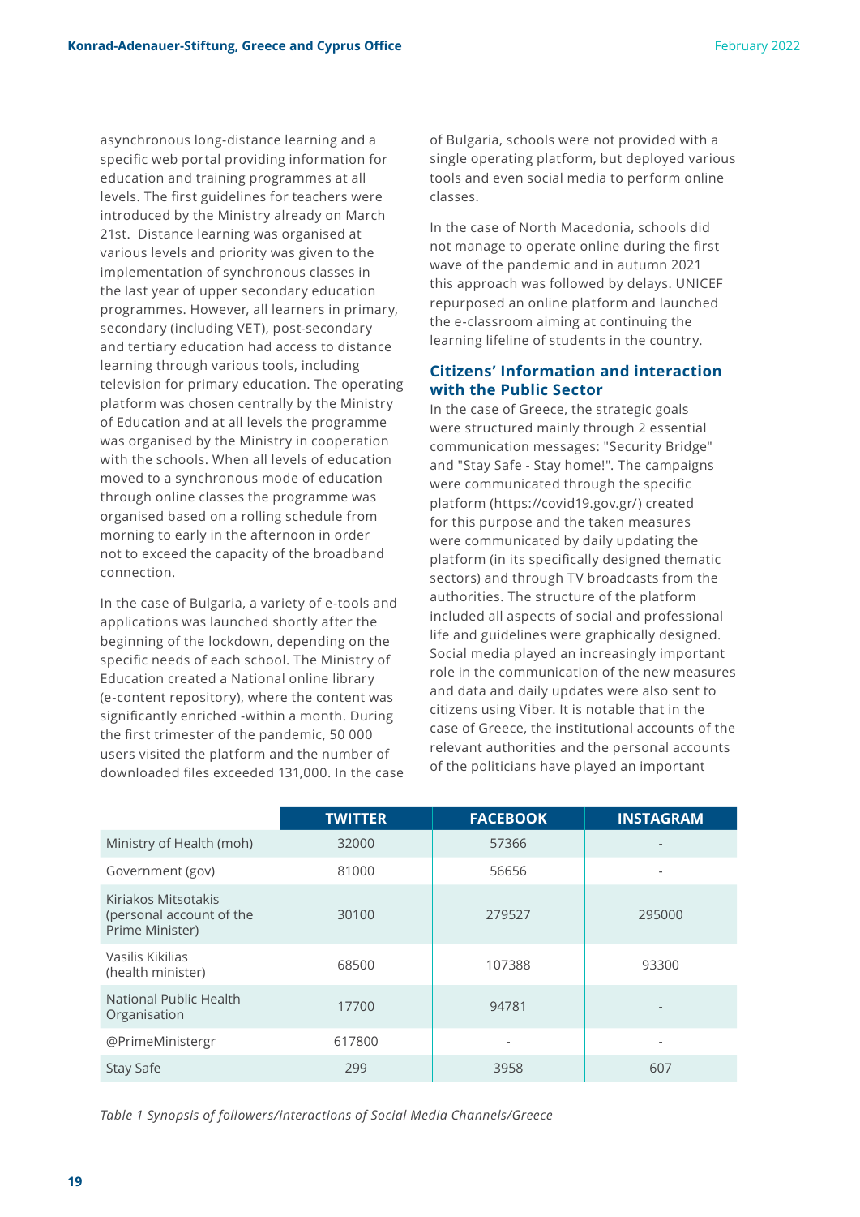asynchronous long-distance learning and a specific web portal providing information for education and training programmes at all levels. The first guidelines for teachers were introduced by the Ministry already on March 21st. Distance learning was organised at various levels and priority was given to the implementation of synchronous classes in the last year of upper secondary education programmes. However, all learners in primary, secondary (including VET), post-secondary and tertiary education had access to distance learning through various tools, including television for primary education. The operating platform was chosen centrally by the Ministry of Education and at all levels the programme was organised by the Ministry in cooperation with the schools. When all levels of education moved to a synchronous mode of education through online classes the programme was organised based on a rolling schedule from morning to early in the afternoon in order not to exceed the capacity of the broadband connection.

In the case of Bulgaria, a variety of e-tools and applications was launched shortly after the beginning of the lockdown, depending on the specific needs of each school. The Ministry of Education created a National online library (e-content repository), where the content was significantly enriched -within a month. During the first trimester of the pandemic, 50 000 users visited the platform and the number of downloaded files exceeded 131,000. In the case of Bulgaria, schools were not provided with a single operating platform, but deployed various tools and even social media to perform online classes.

In the case of North Macedonia, schools did not manage to operate online during the first wave of the pandemic and in autumn 2021 this approach was followed by delays. UNICEF repurposed an online platform and launched the e-classroom aiming at continuing the learning lifeline of students in the country.

### Citizens' Information and interaction with the Public Sector

In the case of Greece, the strategic goals were structured mainly through 2 essential communication messages: "Security Bridge" and "Stay Safe - Stay home!". The campaigns were communicated through the specific platform (https://covid19.gov.gr/) created for this purpose and the taken measures were communicated by daily updating the platform (in its specifically designed thematic sectors) and through TV broadcasts from the authorities. The structure of the platform included all aspects of social and professional life and guidelines were graphically designed. Social media played an increasingly important role in the communication of the new measures and data and daily updates were also sent to citizens using Viber. It is notable that in the case of Greece, the institutional accounts of the relevant authorities and the personal accounts of the politicians have played an important

| | TWITTER | FACEBOOK | INSTAGRAM |
|---|---|---|---|
| Ministry of Health (moh) | 32000 | 57366 | - |
| Government (gov) | 81000 | 56656 | - |
| Kiriakos Mitsotakis (personal account of the Prime Minister) | 30100 | 279527 | 295000 |
| Vasilis Kikilias (health minister) | 68500 | 107388 | 93300 |
| National Public Health Organisation | 17700 | 94781 | - |
| @PrimeMinistergr | 617800 | - | - |
| Stay Safe | 299 | 3958 | 607 |

*Table 1 Synopsis of followers/interactions of Social Media Channels/Greece*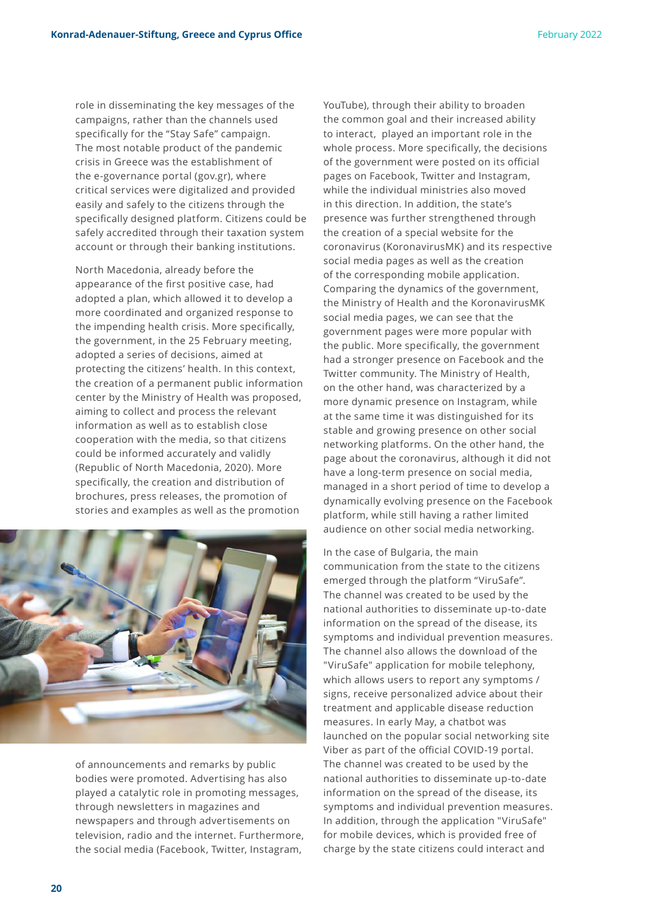role in disseminating the key messages of the campaigns, rather than the channels used specifically for the "Stay Safe" campaign. The most notable product of the pandemic crisis in Greece was the establishment of the e-governance portal (gov.gr), where critical services were digitalized and provided easily and safely to the citizens through the specifically designed platform. Citizens could be safely accredited through their taxation system account or through their banking institutions.

North Macedonia, already before the appearance of the first positive case, had adopted a plan, which allowed it to develop a more coordinated and organized response to the impending health crisis. More specifically, the government, in the 25 February meeting, adopted a series of decisions, aimed at protecting the citizens' health. In this context, the creation of a permanent public information center by the Ministry of Health was proposed, aiming to collect and process the relevant information as well as to establish close cooperation with the media, so that citizens could be informed accurately and validly (Republic of North Macedonia, 2020). More specifically, the creation and distribution of brochures, press releases, the promotion of stories and examples as well as the promotion of announcements and remarks by public bodies were promoted. Advertising has also played a catalytic role in promoting messages, through newsletters in magazines and newspapers and through advertisements on television, radio and the internet. Furthermore, the social media (Facebook, Twitter, Instagram, YouTube), through their ability to broaden the common goal and their increased ability to interact, played an important role in the whole process. More specifically, the decisions of the government were posted on its official pages on Facebook, Twitter and Instagram, while the individual ministries also moved in this direction. In addition, the state's presence was further strengthened through the creation of a special website for the coronavirus (KoronavirusMK) and its respective social media pages as well as the creation of the corresponding mobile application. Comparing the dynamics of the government, the Ministry of Health and the KoronavirusMK social media pages, we can see that the government pages were more popular with the public. More specifically, the government had a stronger presence on Facebook and the Twitter community. The Ministry of Health, on the other hand, was characterized by a more dynamic presence on Instagram, while at the same time it was distinguished for its stable and growing presence on other social networking platforms. On the other hand, the page about the coronavirus, although it did not have a long-term presence on social media, managed in a short period of time to develop a dynamically evolving presence on the Facebook platform, while still having a rather limited audience on other social media networking.

In the case of Bulgaria, the main communication from the state to the citizens emerged through the platform "ViruSafe". The channel was created to be used by the national authorities to disseminate up-to-date information on the spread of the disease, its symptoms and individual prevention measures. The channel also allows the download of the "ViruSafe" application for mobile telephony, which allows users to report any symptoms / signs, receive personalized advice about their treatment and applicable disease reduction measures. In early May, a chatbot was launched on the popular social networking site Viber as part of the official COVID-19 portal. The channel was created to be used by the national authorities to disseminate up-to-date information on the spread of the disease, its symptoms and individual prevention measures. In addition, through the application "ViruSafe" for mobile devices, which is provided free of charge by the state citizens could interact and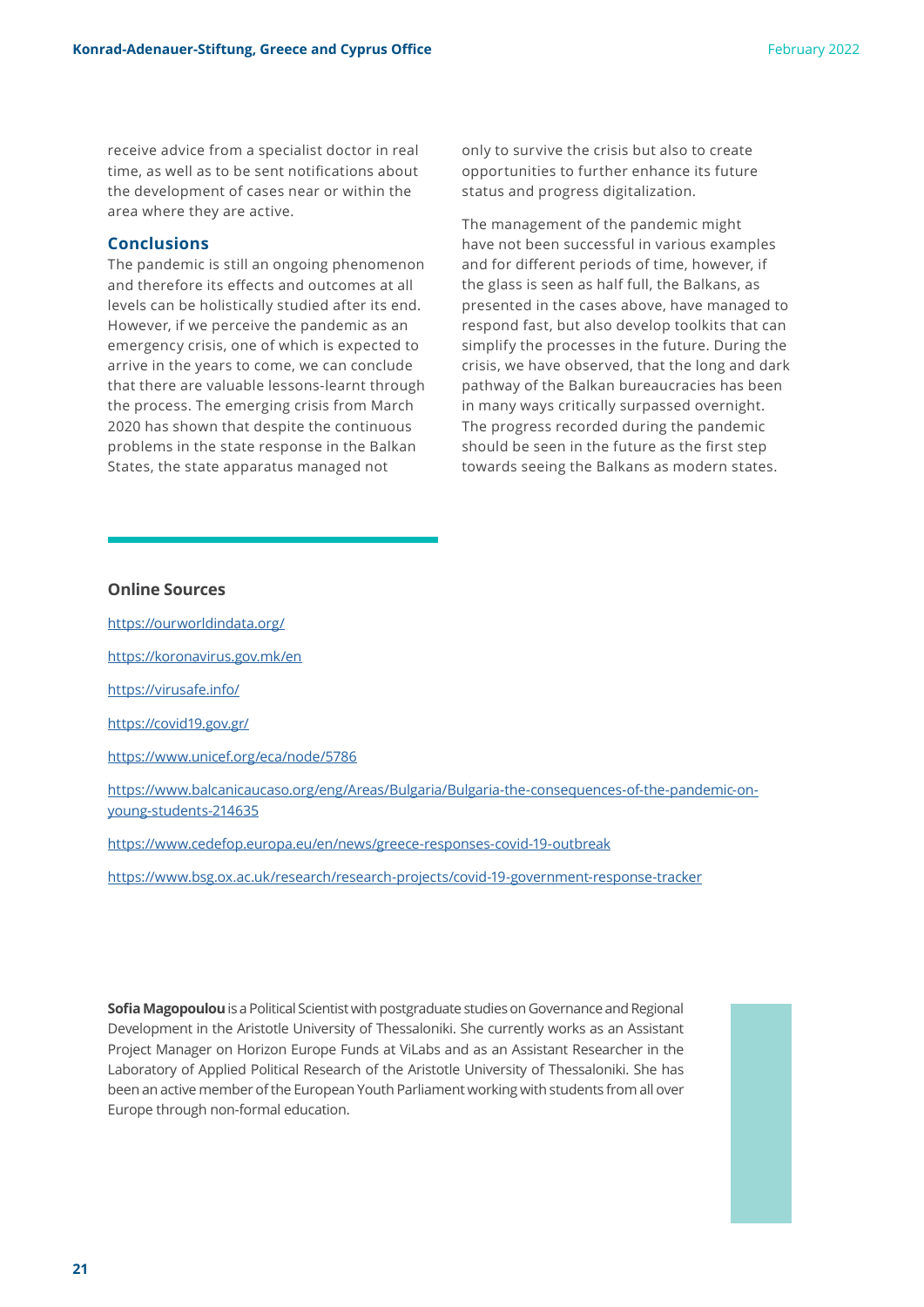receive advice from a specialist doctor in real time, as well as to be sent notifications about the development of cases near or within the area where they are active.

## Conclusions

The pandemic is still an ongoing phenomenon and therefore its effects and outcomes at all levels can be holistically studied after its end. However, if we perceive the pandemic as an emergency crisis, one of which is expected to arrive in the years to come, we can conclude that there are valuable lessons-learnt through the process. The emerging crisis from March 2020 has shown that despite the continuous problems in the state response in the Balkan States, the state apparatus managed not only to survive the crisis but also to create opportunities to further enhance its future status and progress digitalization.

The management of the pandemic might have not been successful in various examples and for different periods of time, however, if the glass is seen as half full, the Balkans, as presented in the cases above, have managed to respond fast, but also develop toolkits that can simplify the processes in the future. During the crisis, we have observed, that the long and dark pathway of the Balkan bureaucracies has been in many ways critically surpassed overnight. The progress recorded during the pandemic should be seen in the future as the first step towards seeing the Balkans as modern states.

### Online Sources

https://ourworldindata.org/

https://koronavirus.gov.mk/en

https://virusafe.info/

https://covid19.gov.gr/

https://www.unicef.org/eca/node/5786

https://www.balcanicaucaso.org/eng/Areas/Bulgaria/Bulgaria-the-consequences-of-the-pandemic-on-young-students-214635

https://www.cedefop.europa.eu/en/news/greece-responses-covid-19-outbreak

https://www.bsg.ox.ac.uk/research/research-projects/covid-19-government-response-tracker

**Sofia Magopoulou** is a Political Scientist with postgraduate studies on Governance and Regional Development in the Aristotle University of Thessaloniki. She currently works as an Assistant Project Manager on Horizon Europe Funds at ViLabs and as an Assistant Researcher in the Laboratory of Applied Political Research of the Aristotle University of Thessaloniki. She has been an active member of the European Youth Parliament working with students from all over Europe through non-formal education.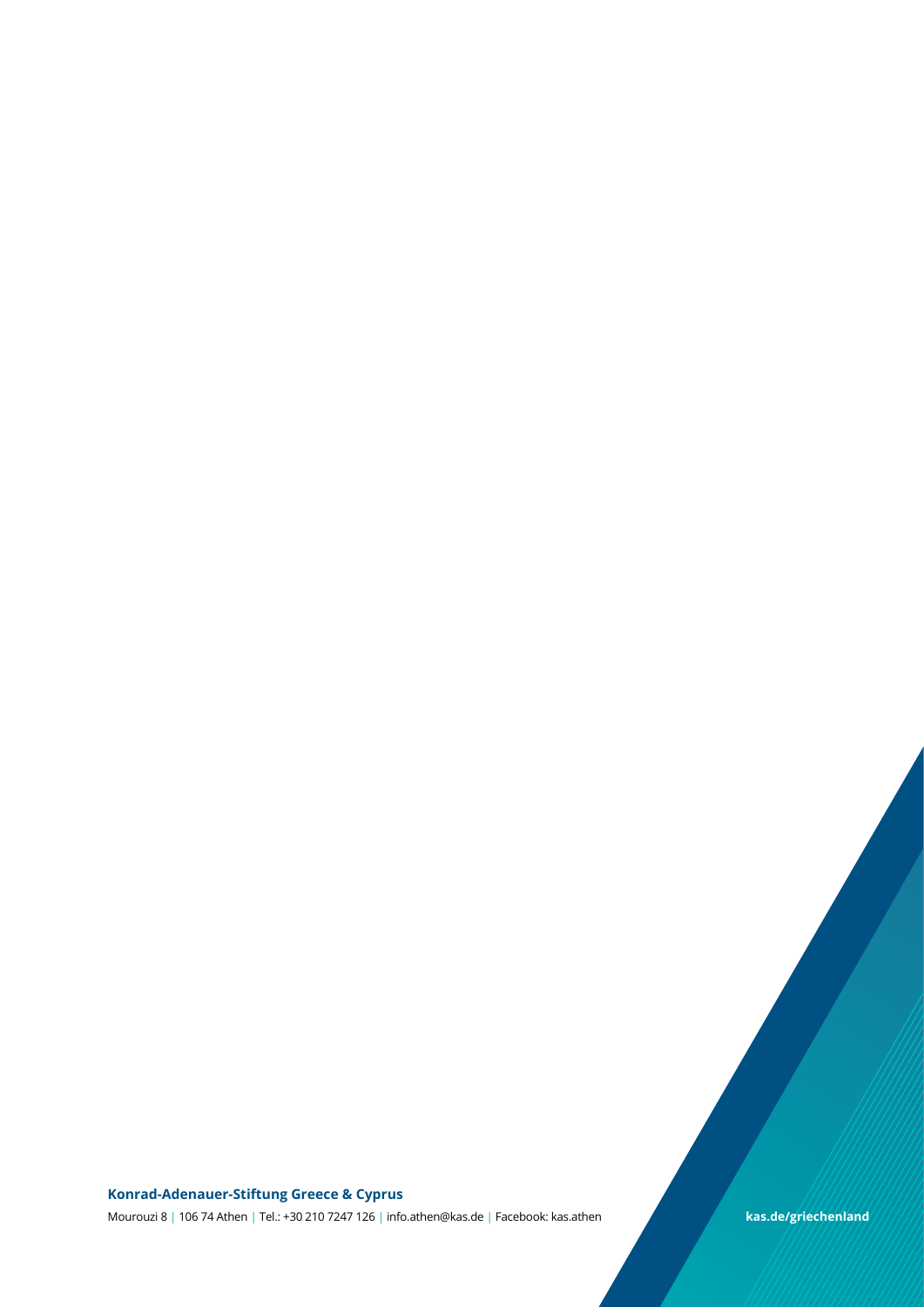**Konrad-Adenauer-Stiftung Greece & Cyprus**

Mourouzi 8 | 106 74 Athen | Tel.: +30 210 7247 126 | info.athen@kas.de | Facebook: kas.athen

**kas.de/griechenland**